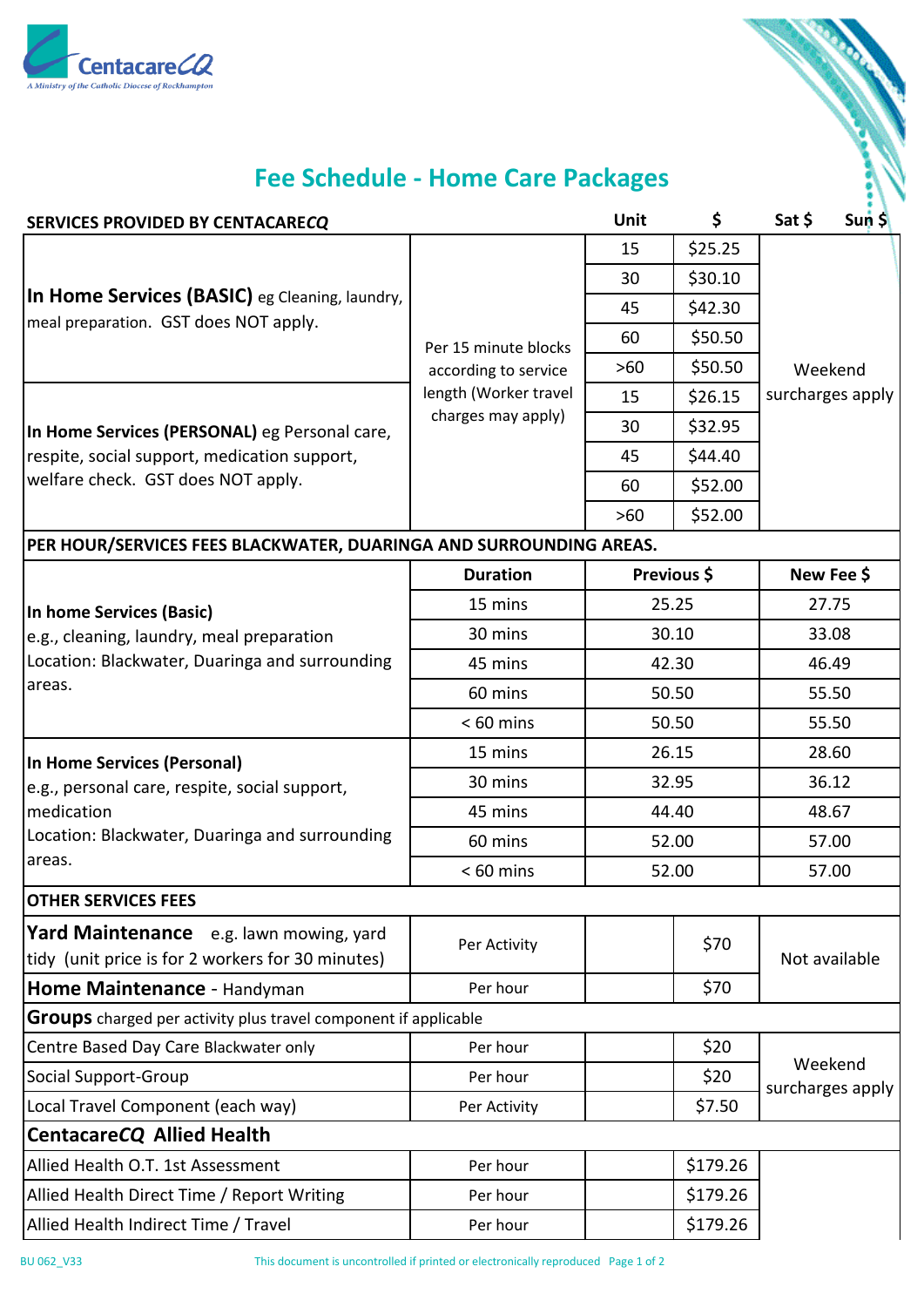# Fee Schedule - Home Care Packages

| SERVICES PROVIDED BY CENTACARE*CQ* | | Unit | $ | Sat $ Sun $ |
|---|---|---|---|---|
| **In Home Services (BASIC)** eg Cleaning, laundry, meal preparation. GST does NOT apply. | Per 15 minute blocks according to service length (Worker travel charges may apply) | 15 | $25.25 | Weekend surcharges apply |
| | | 30 | $30.10 | |
| | | 45 | $42.30 | |
| | | 60 | $50.50 | |
| | | >60 | $50.50 | |
| **In Home Services (PERSONAL)** eg Personal care, respite, social support, medication support, welfare check. GST does NOT apply. | | 15 | $26.15 | |
| | | 30 | $32.95 | |
| | | 45 | $44.40 | |
| | | 60 | $52.00 | |
| | | >60 | $52.00 | |

**PER HOUR/SERVICES FEES BLACKWATER, DUARINGA AND SURROUNDING AREAS.**

| | Duration | Previous $ | New Fee $ |
|---|---|---|---|
| **In home Services (Basic)** e.g., cleaning, laundry, meal preparation Location: Blackwater, Duaringa and surrounding areas. | 15 mins | 25.25 | 27.75 |
| | 30 mins | 30.10 | 33.08 |
| | 45 mins | 42.30 | 46.49 |
| | 60 mins | 50.50 | 55.50 |
| | < 60 mins | 50.50 | 55.50 |
| **In Home Services (Personal)** e.g., personal care, respite, social support, medication Location: Blackwater, Duaringa and surrounding areas. | 15 mins | 26.15 | 28.60 |
| | 30 mins | 32.95 | 36.12 |
| | 45 mins | 44.40 | 48.67 |
| | 60 mins | 52.00 | 57.00 |
| | < 60 mins | 52.00 | 57.00 |

**OTHER SERVICES FEES**

| Service | Unit | | $ | Sat $ Sun $ |
|---|---|---|---|---|
| **Yard Maintenance** e.g. lawn mowing, yard tidy (unit price is for 2 workers for 30 minutes) | Per Activity | | $70 | Not available |
| **Home Maintenance** - Handyman | Per hour | | $70 | |
| **Groups** charged per activity plus travel component if applicable | | | | |
| Centre Based Day Care Blackwater only | Per hour | | $20 | Weekend surcharges apply |
| Social Support-Group | Per hour | | $20 | |
| Local Travel Component (each way) | Per Activity | | $7.50 | |
| **Centacare*CQ* Allied Health** | | | | |
| Allied Health O.T. 1st Assessment | Per hour | | $179.26 | |
| Allied Health Direct Time / Report Writing | Per hour | | $179.26 | |
| Allied Health Indirect Time / Travel | Per hour | | $179.26 | |

BU 062_V33 This document is uncontrolled if printed or electronically reproduced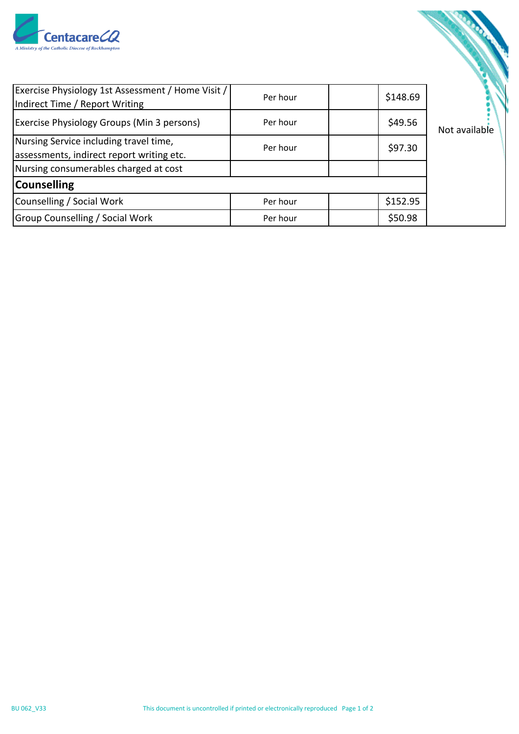| | | | | |
|---|---|---|---|---|
| Exercise Physiology 1st Assessment / Home Visit / Indirect Time / Report Writing | Per hour | | $148.69 | Not available |
| Exercise Physiology Groups (Min 3 persons) | Per hour | | $49.56 | |
| Nursing Service including travel time, assessments, indirect report writing etc. | Per hour | | $97.30 | |
| Nursing consumerables charged at cost | | | | |
| **Counselling** | | | | |
| Counselling / Social Work | Per hour | | $152.95 | |
| Group Counselling / Social Work | Per hour | | $50.98 | |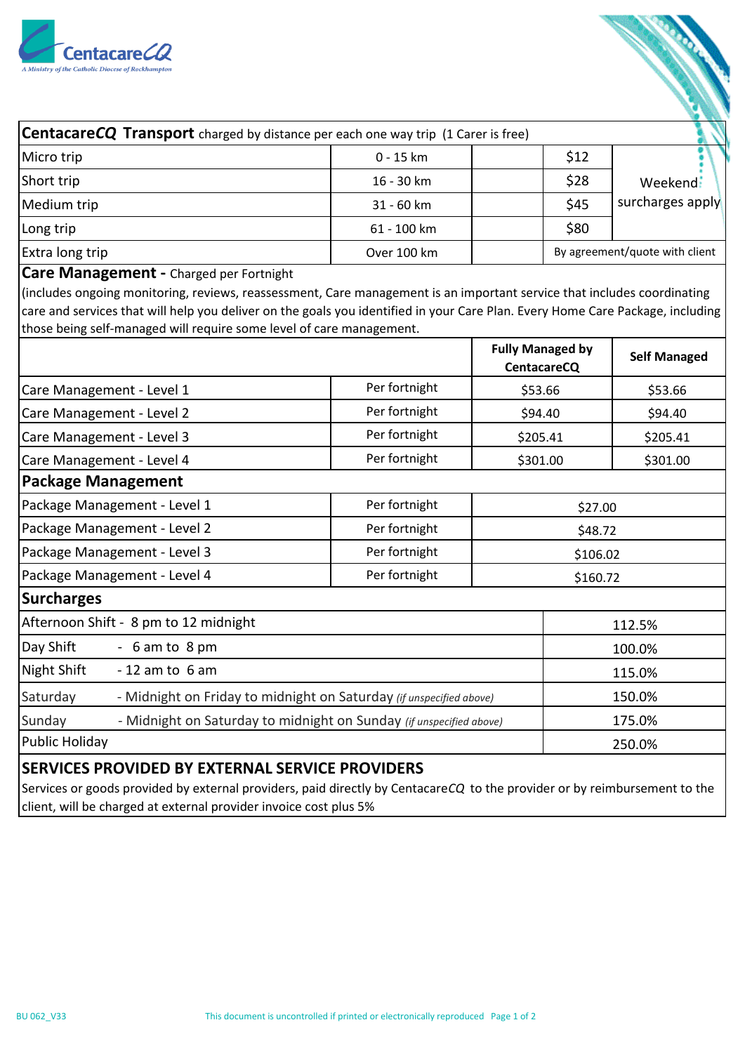| **Centacare*CQ* Transport** charged by distance per each one way trip (1 Carer is free) | | | | |
|---|---|---|---|---|
| Micro trip | 0 - 15 km | | $12 | Weekend surcharges apply |
| Short trip | 16 - 30 km | | $28 | |
| Medium trip | 31 - 60 km | | $45 | |
| Long trip | 61 - 100 km | | $80 | |
| Extra long trip | Over 100 km | | By agreement/quote with client | |

## Care Management - Charged per Fortnight

(includes ongoing monitoring, reviews, reassessment, Care management is an important service that includes coordinating care and services that will help you deliver on the goals you identified in your Care Plan. Every Home Care Package, including those being self-managed will require some level of care management.

| | | Fully Managed by CentacareCQ | Self Managed |
|---|---|---|---|
| Care Management - Level 1 | Per fortnight | $53.66 | $53.66 |
| Care Management - Level 2 | Per fortnight | $94.40 | $94.40 |
| Care Management - Level 3 | Per fortnight | $205.41 | $205.41 |
| Care Management - Level 4 | Per fortnight | $301.00 | $301.00 |

## Package Management

| | | |
|---|---|---|
| Package Management - Level 1 | Per fortnight | $27.00 |
| Package Management - Level 2 | Per fortnight | $48.72 |
| Package Management - Level 3 | Per fortnight | $106.02 |
| Package Management - Level 4 | Per fortnight | $160.72 |

## Surcharges

| | |
|---|---|
| Afternoon Shift - 8 pm to 12 midnight | 112.5% |
| Day Shift - 6 am to 8 pm | 100.0% |
| Night Shift - 12 am to 6 am | 115.0% |
| Saturday - Midnight on Friday to midnight on Saturday *(if unspecified above)* | 150.0% |
| Sunday - Midnight on Saturday to midnight on Sunday *(if unspecified above)* | 175.0% |
| Public Holiday | 250.0% |

## SERVICES PROVIDED BY EXTERNAL SERVICE PROVIDERS

Services or goods provided by external providers, paid directly by Centacare*CQ* to the provider or by reimbursement to the client, will be charged at external provider invoice cost plus 5%